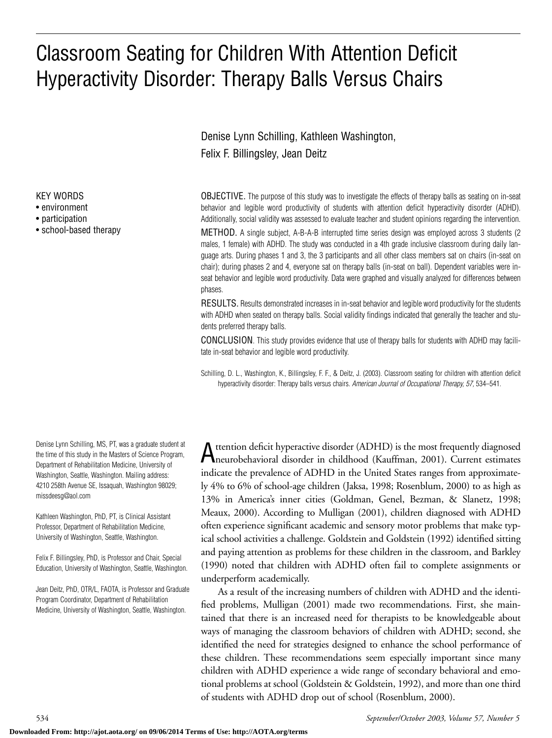# Classroom Seating for Children With Attention Deficit Hyperactivity Disorder: Therapy Balls Versus Chairs

Denise Lynn Schilling, Kathleen Washington, Felix F. Billingsley, Jean Deitz

KEY WORDS
- environment
- participation
- school-based therapy

OBJECTIVE. The purpose of this study was to investigate the effects of therapy balls as seating on in-seat behavior and legible word productivity of students with attention deficit hyperactivity disorder (ADHD). Additionally, social validity was assessed to evaluate teacher and student opinions regarding the intervention.

METHOD. A single subject, A-B-A-B interrupted time series design was employed across 3 students (2 males, 1 female) with ADHD. The study was conducted in a 4th grade inclusive classroom during daily language arts. During phases 1 and 3, the 3 participants and all other class members sat on chairs (in-seat on chair); during phases 2 and 4, everyone sat on therapy balls (in-seat on ball). Dependent variables were in-seat behavior and legible word productivity. Data were graphed and visually analyzed for differences between phases.

RESULTS. Results demonstrated increases in in-seat behavior and legible word productivity for the students with ADHD when seated on therapy balls. Social validity findings indicated that generally the teacher and students preferred therapy balls.

CONCLUSION. This study provides evidence that use of therapy balls for students with ADHD may facilitate in-seat behavior and legible word productivity.

Schilling, D. L., Washington, K., Billingsley, F. F., & Deitz, J. (2003). Classroom seating for children with attention deficit hyperactivity disorder: Therapy balls versus chairs. *American Journal of Occupational Therapy, 57*, 534–541.

Denise Lynn Schilling, MS, PT, was a graduate student at the time of this study in the Masters of Science Program, Department of Rehabilitation Medicine, University of Washington, Seattle, Washington. Mailing address: 4210 258th Avenue SE, Issaquah, Washington 98029; missdeesg@aol.com

Kathleen Washington, PhD, PT, is Clinical Assistant Professor, Department of Rehabilitation Medicine, University of Washington, Seattle, Washington.

Felix F. Billingsley, PhD, is Professor and Chair, Special Education, University of Washington, Seattle, Washington.

Jean Deitz, PhD, OTR/L, FAOTA, is Professor and Graduate Program Coordinator, Department of Rehabilitation Medicine, University of Washington, Seattle, Washington.

Attention deficit hyperactive disorder (ADHD) is the most frequently diagnosed neurobehavioral disorder in childhood (Kauffman, 2001). Current estimates indicate the prevalence of ADHD in the United States ranges from approximately 4% to 6% of school-age children (Jaksa, 1998; Rosenblum, 2000) to as high as 13% in America's inner cities (Goldman, Genel, Bezman, & Slanetz, 1998; Meaux, 2000). According to Mulligan (2001), children diagnosed with ADHD often experience significant academic and sensory motor problems that make typical school activities a challenge. Goldstein and Goldstein (1992) identified sitting and paying attention as problems for these children in the classroom, and Barkley (1990) noted that children with ADHD often fail to complete assignments or underperform academically.

As a result of the increasing numbers of children with ADHD and the identified problems, Mulligan (2001) made two recommendations. First, she maintained that there is an increased need for therapists to be knowledgeable about ways of managing the classroom behaviors of children with ADHD; second, she identified the need for strategies designed to enhance the school performance of these children. These recommendations seem especially important since many children with ADHD experience a wide range of secondary behavioral and emotional problems at school (Goldstein & Goldstein, 1992), and more than one third of students with ADHD drop out of school (Rosenblum, 2000).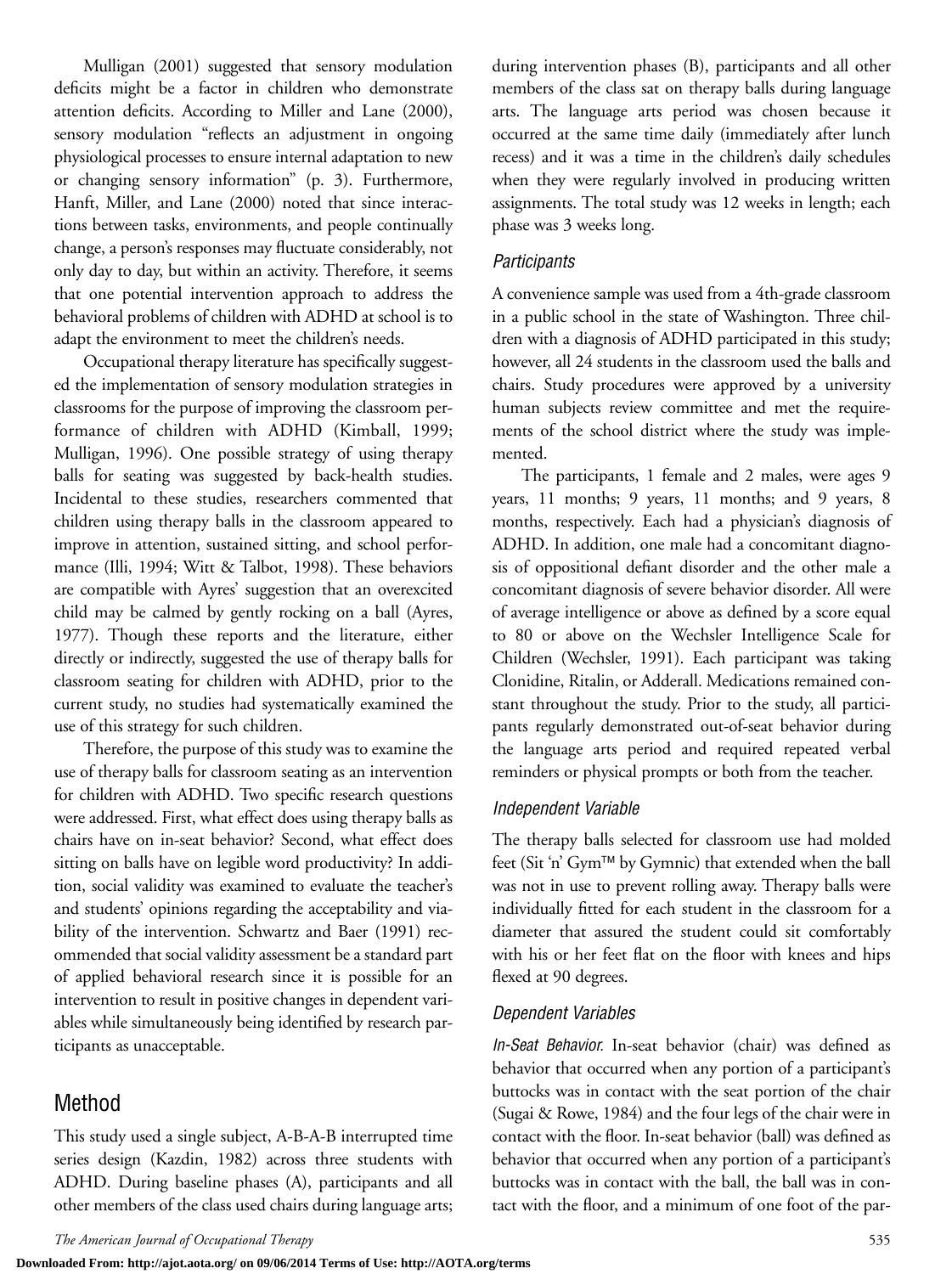Mulligan (2001) suggested that sensory modulation deficits might be a factor in children who demonstrate attention deficits. According to Miller and Lane (2000), sensory modulation "reflects an adjustment in ongoing physiological processes to ensure internal adaptation to new or changing sensory information" (p. 3). Furthermore, Hanft, Miller, and Lane (2000) noted that since interactions between tasks, environments, and people continually change, a person's responses may fluctuate considerably, not only day to day, but within an activity. Therefore, it seems that one potential intervention approach to address the behavioral problems of children with ADHD at school is to adapt the environment to meet the children's needs.

Occupational therapy literature has specifically suggested the implementation of sensory modulation strategies in classrooms for the purpose of improving the classroom performance of children with ADHD (Kimball, 1999; Mulligan, 1996). One possible strategy of using therapy balls for seating was suggested by back-health studies. Incidental to these studies, researchers commented that children using therapy balls in the classroom appeared to improve in attention, sustained sitting, and school performance (Illi, 1994; Witt & Talbot, 1998). These behaviors are compatible with Ayres' suggestion that an overexcited child may be calmed by gently rocking on a ball (Ayres, 1977). Though these reports and the literature, either directly or indirectly, suggested the use of therapy balls for classroom seating for children with ADHD, prior to the current study, no studies had systematically examined the use of this strategy for such children.

Therefore, the purpose of this study was to examine the use of therapy balls for classroom seating as an intervention for children with ADHD. Two specific research questions were addressed. First, what effect does using therapy balls as chairs have on in-seat behavior? Second, what effect does sitting on balls have on legible word productivity? In addition, social validity was examined to evaluate the teacher's and students' opinions regarding the acceptability and viability of the intervention. Schwartz and Baer (1991) recommended that social validity assessment be a standard part of applied behavioral research since it is possible for an intervention to result in positive changes in dependent variables while simultaneously being identified by research participants as unacceptable.

## Method

This study used a single subject, A-B-A-B interrupted time series design (Kazdin, 1982) across three students with ADHD. During baseline phases (A), participants and all other members of the class used chairs during language arts; during intervention phases (B), participants and all other members of the class sat on therapy balls during language arts. The language arts period was chosen because it occurred at the same time daily (immediately after lunch recess) and it was a time in the children's daily schedules when they were regularly involved in producing written assignments. The total study was 12 weeks in length; each phase was 3 weeks long.

### *Participants*

A convenience sample was used from a 4th-grade classroom in a public school in the state of Washington. Three children with a diagnosis of ADHD participated in this study; however, all 24 students in the classroom used the balls and chairs. Study procedures were approved by a university human subjects review committee and met the requirements of the school district where the study was implemented.

The participants, 1 female and 2 males, were ages 9 years, 11 months; 9 years, 11 months; and 9 years, 8 months, respectively. Each had a physician's diagnosis of ADHD. In addition, one male had a concomitant diagnosis of oppositional defiant disorder and the other male a concomitant diagnosis of severe behavior disorder. All were of average intelligence or above as defined by a score equal to 80 or above on the Wechsler Intelligence Scale for Children (Wechsler, 1991). Each participant was taking Clonidine, Ritalin, or Adderall. Medications remained constant throughout the study. Prior to the study, all participants regularly demonstrated out-of-seat behavior during the language arts period and required repeated verbal reminders or physical prompts or both from the teacher.

### *Independent Variable*

The therapy balls selected for classroom use had molded feet (Sit 'n' Gym™ by Gymnic) that extended when the ball was not in use to prevent rolling away. Therapy balls were individually fitted for each student in the classroom for a diameter that assured the student could sit comfortably with his or her feet flat on the floor with knees and hips flexed at 90 degrees.

### *Dependent Variables*

*In-Seat Behavior.* In-seat behavior (chair) was defined as behavior that occurred when any portion of a participant's buttocks was in contact with the seat portion of the chair (Sugai & Rowe, 1984) and the four legs of the chair were in contact with the floor. In-seat behavior (ball) was defined as behavior that occurred when any portion of a participant's buttocks was in contact with the ball, the ball was in contact with the floor, and a minimum of one foot of the par-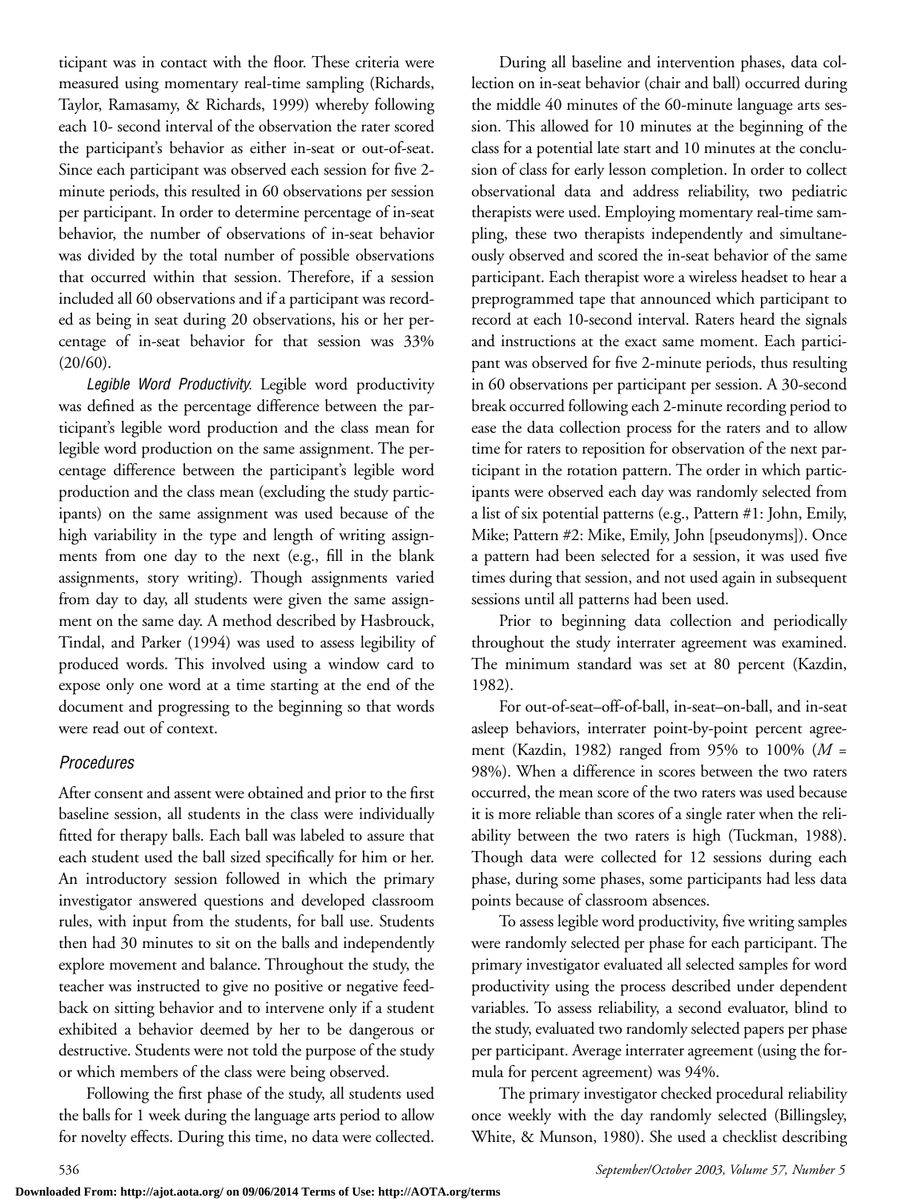ticipant was in contact with the floor. These criteria were measured using momentary real-time sampling (Richards, Taylor, Ramasamy, & Richards, 1999) whereby following each 10- second interval of the observation the rater scored the participant's behavior as either in-seat or out-of-seat. Since each participant was observed each session for five 2-minute periods, this resulted in 60 observations per session per participant. In order to determine percentage of in-seat behavior, the number of observations of in-seat behavior was divided by the total number of possible observations that occurred within that session. Therefore, if a session included all 60 observations and if a participant was recorded as being in seat during 20 observations, his or her percentage of in-seat behavior for that session was 33% (20/60).

*Legible Word Productivity.* Legible word productivity was defined as the percentage difference between the participant's legible word production and the class mean for legible word production on the same assignment. The percentage difference between the participant's legible word production and the class mean (excluding the study participants) on the same assignment was used because of the high variability in the type and length of writing assignments from one day to the next (e.g., fill in the blank assignments, story writing). Though assignments varied from day to day, all students were given the same assignment on the same day. A method described by Hasbrouck, Tindal, and Parker (1994) was used to assess legibility of produced words. This involved using a window card to expose only one word at a time starting at the end of the document and progressing to the beginning so that words were read out of context.

## Procedures

After consent and assent were obtained and prior to the first baseline session, all students in the class were individually fitted for therapy balls. Each ball was labeled to assure that each student used the ball sized specifically for him or her. An introductory session followed in which the primary investigator answered questions and developed classroom rules, with input from the students, for ball use. Students then had 30 minutes to sit on the balls and independently explore movement and balance. Throughout the study, the teacher was instructed to give no positive or negative feedback on sitting behavior and to intervene only if a student exhibited a behavior deemed by her to be dangerous or destructive. Students were not told the purpose of the study or which members of the class were being observed.

Following the first phase of the study, all students used the balls for 1 week during the language arts period to allow for novelty effects. During this time, no data were collected.

During all baseline and intervention phases, data collection on in-seat behavior (chair and ball) occurred during the middle 40 minutes of the 60-minute language arts session. This allowed for 10 minutes at the beginning of the class for a potential late start and 10 minutes at the conclusion of class for early lesson completion. In order to collect observational data and address reliability, two pediatric therapists were used. Employing momentary real-time sampling, these two therapists independently and simultaneously observed and scored the in-seat behavior of the same participant. Each therapist wore a wireless headset to hear a preprogrammed tape that announced which participant to record at each 10-second interval. Raters heard the signals and instructions at the exact same moment. Each participant was observed for five 2-minute periods, thus resulting in 60 observations per participant per session. A 30-second break occurred following each 2-minute recording period to ease the data collection process for the raters and to allow time for raters to reposition for observation of the next participant in the rotation pattern. The order in which participants were observed each day was randomly selected from a list of six potential patterns (e.g., Pattern #1: John, Emily, Mike; Pattern #2: Mike, Emily, John [pseudonyms]). Once a pattern had been selected for a session, it was used five times during that session, and not used again in subsequent sessions until all patterns had been used.

Prior to beginning data collection and periodically throughout the study interrater agreement was examined. The minimum standard was set at 80 percent (Kazdin, 1982).

For out-of-seat–off-of-ball, in-seat–on-ball, and in-seat asleep behaviors, interrater point-by-point percent agreement (Kazdin, 1982) ranged from 95% to 100% ($M$ = 98%). When a difference in scores between the two raters occurred, the mean score of the two raters was used because it is more reliable than scores of a single rater when the reliability between the two raters is high (Tuckman, 1988). Though data were collected for 12 sessions during each phase, during some phases, some participants had less data points because of classroom absences.

To assess legible word productivity, five writing samples were randomly selected per phase for each participant. The primary investigator evaluated all selected samples for word productivity using the process described under dependent variables. To assess reliability, a second evaluator, blind to the study, evaluated two randomly selected papers per phase per participant. Average interrater agreement (using the formula for percent agreement) was 94%.

The primary investigator checked procedural reliability once weekly with the day randomly selected (Billingsley, White, & Munson, 1980). She used a checklist describing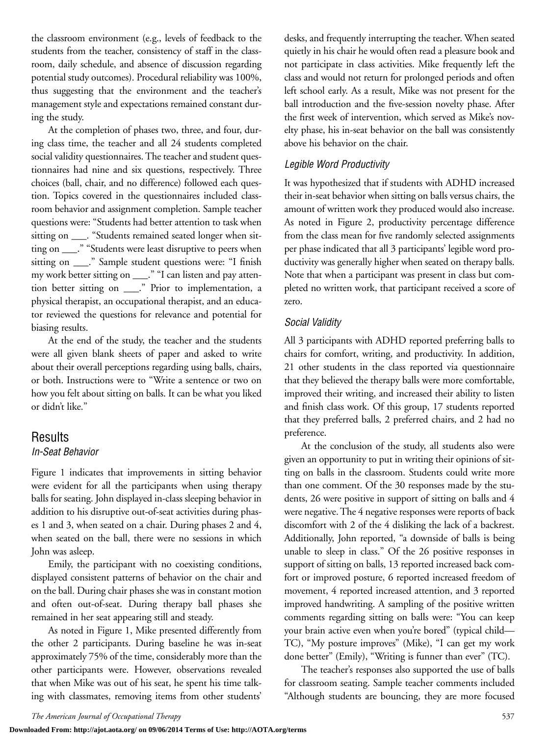the classroom environment (e.g., levels of feedback to the students from the teacher, consistency of staff in the classroom, daily schedule, and absence of discussion regarding potential study outcomes). Procedural reliability was 100%, thus suggesting that the environment and the teacher's management style and expectations remained constant during the study.

At the completion of phases two, three, and four, during class time, the teacher and all 24 students completed social validity questionnaires. The teacher and student questionnaires had nine and six questions, respectively. Three choices (ball, chair, and no difference) followed each question. Topics covered in the questionnaires included classroom behavior and assignment completion. Sample teacher questions were: "Students had better attention to task when sitting on ___. "Students remained seated longer when sitting on ___." "Students were least disruptive to peers when sitting on ___." Sample student questions were: "I finish my work better sitting on ___." "I can listen and pay attention better sitting on ___." Prior to implementation, a physical therapist, an occupational therapist, and an educator reviewed the questions for relevance and potential for biasing results.

At the end of the study, the teacher and the students were all given blank sheets of paper and asked to write about their overall perceptions regarding using balls, chairs, or both. Instructions were to "Write a sentence or two on how you felt about sitting on balls. It can be what you liked or didn't like."

## Results

### In-Seat Behavior

Figure 1 indicates that improvements in sitting behavior were evident for all the participants when using therapy balls for seating. John displayed in-class sleeping behavior in addition to his disruptive out-of-seat activities during phases 1 and 3, when seated on a chair. During phases 2 and 4, when seated on the ball, there were no sessions in which John was asleep.

Emily, the participant with no coexisting conditions, displayed consistent patterns of behavior on the chair and on the ball. During chair phases she was in constant motion and often out-of-seat. During therapy ball phases she remained in her seat appearing still and steady.

As noted in Figure 1, Mike presented differently from the other 2 participants. During baseline he was in-seat approximately 75% of the time, considerably more than the other participants were. However, observations revealed that when Mike was out of his seat, he spent his time talking with classmates, removing items from other students' desks, and frequently interrupting the teacher. When seated quietly in his chair he would often read a pleasure book and not participate in class activities. Mike frequently left the class and would not return for prolonged periods and often left school early. As a result, Mike was not present for the ball introduction and the five-session novelty phase. After the first week of intervention, which served as Mike's novelty phase, his in-seat behavior on the ball was consistently above his behavior on the chair.

### Legible Word Productivity

It was hypothesized that if students with ADHD increased their in-seat behavior when sitting on balls versus chairs, the amount of written work they produced would also increase. As noted in Figure 2, productivity percentage difference from the class mean for five randomly selected assignments per phase indicated that all 3 participants' legible word productivity was generally higher when seated on therapy balls. Note that when a participant was present in class but completed no written work, that participant received a score of zero.

### Social Validity

All 3 participants with ADHD reported preferring balls to chairs for comfort, writing, and productivity. In addition, 21 other students in the class reported via questionnaire that they believed the therapy balls were more comfortable, improved their writing, and increased their ability to listen and finish class work. Of this group, 17 students reported that they preferred balls, 2 preferred chairs, and 2 had no preference.

At the conclusion of the study, all students also were given an opportunity to put in writing their opinions of sitting on balls in the classroom. Students could write more than one comment. Of the 30 responses made by the students, 26 were positive in support of sitting on balls and 4 were negative. The 4 negative responses were reports of back discomfort with 2 of the 4 disliking the lack of a backrest. Additionally, John reported, "a downside of balls is being unable to sleep in class." Of the 26 positive responses in support of sitting on balls, 13 reported increased back comfort or improved posture, 6 reported increased freedom of movement, 4 reported increased attention, and 3 reported improved handwriting. A sampling of the positive written comments regarding sitting on balls were: "You can keep your brain active even when you're bored" (typical child—TC), "My posture improves" (Mike), "I can get my work done better" (Emily), "Writing is funner than ever" (TC).

The teacher's responses also supported the use of balls for classroom seating. Sample teacher comments included "Although students are bouncing, they are more focused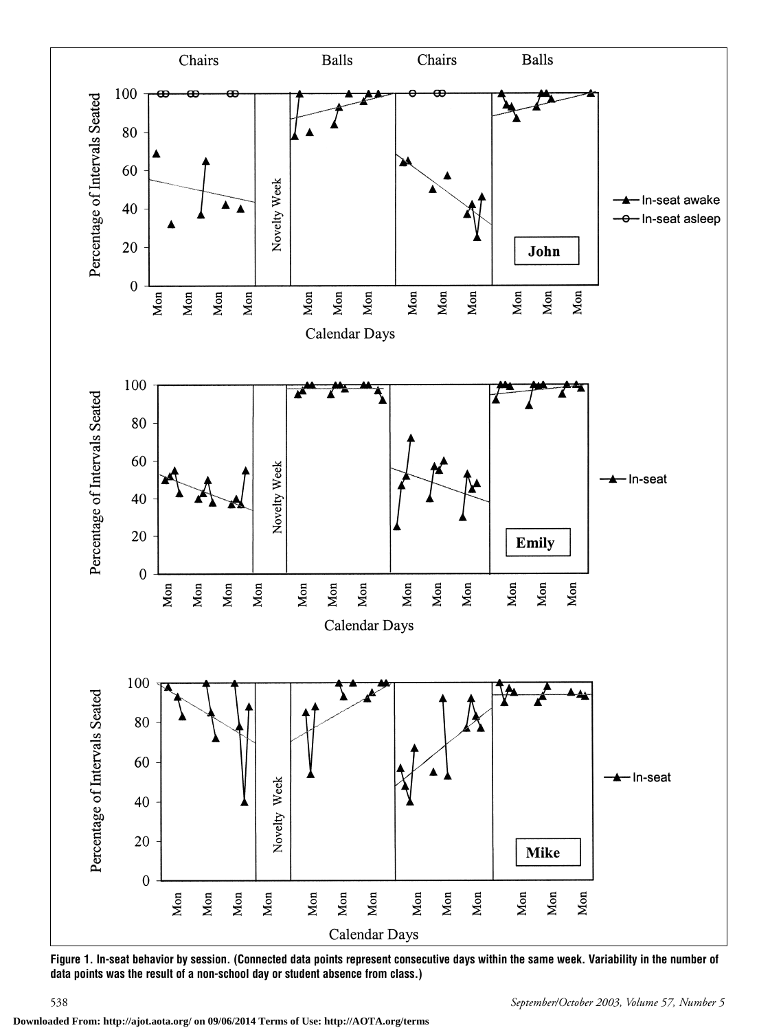**Figure 1. In-seat behavior by session. (Connected data points represent consecutive days within the same week. Variability in the number of data points was the result of a non-school day or student absence from class.)**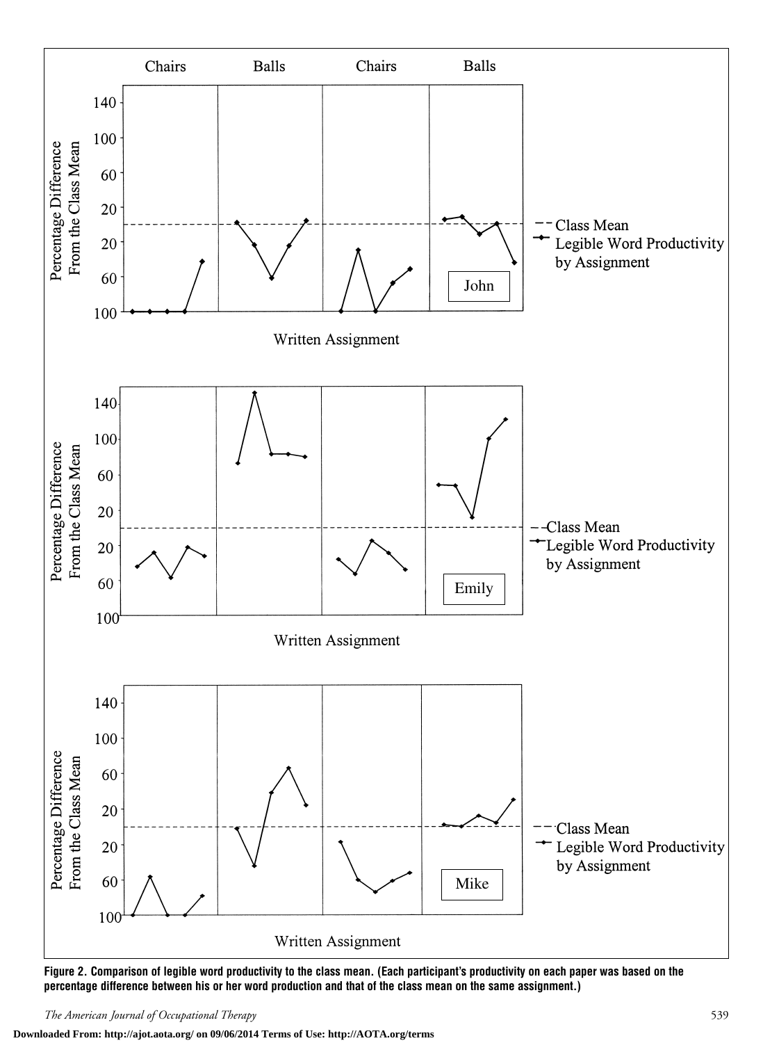Figure 2. Comparison of legible word productivity to the class mean. (Each participant's productivity on each paper was based on the percentage difference between his or her word production and that of the class mean on the same assignment.)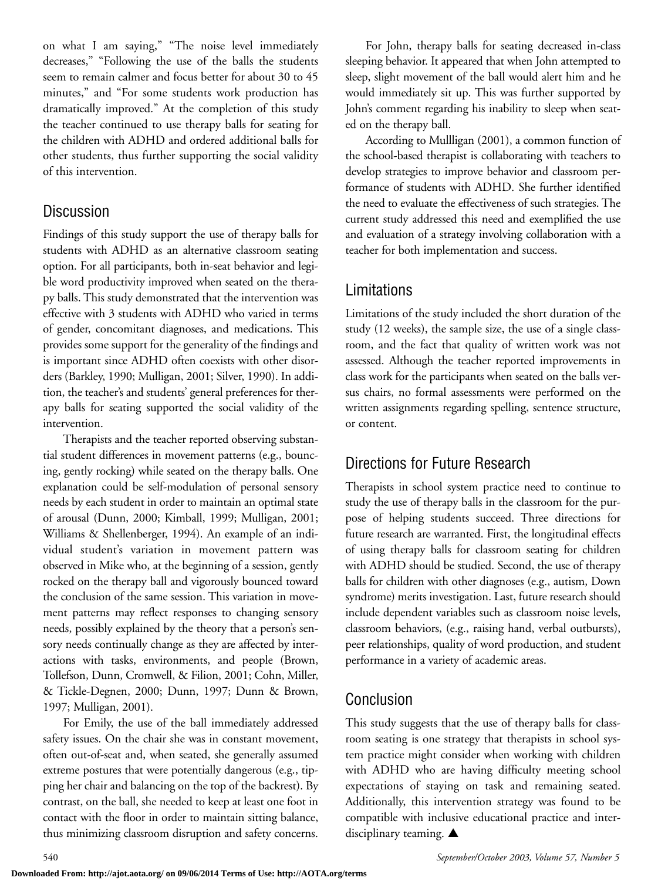on what I am saying," "The noise level immediately decreases," "Following the use of the balls the students seem to remain calmer and focus better for about 30 to 45 minutes," and "For some students work production has dramatically improved." At the completion of this study the teacher continued to use therapy balls for seating for the children with ADHD and ordered additional balls for other students, thus further supporting the social validity of this intervention.

## Discussion

Findings of this study support the use of therapy balls for students with ADHD as an alternative classroom seating option. For all participants, both in-seat behavior and legible word productivity improved when seated on the therapy balls. This study demonstrated that the intervention was effective with 3 students with ADHD who varied in terms of gender, concomitant diagnoses, and medications. This provides some support for the generality of the findings and is important since ADHD often coexists with other disorders (Barkley, 1990; Mulligan, 2001; Silver, 1990). In addition, the teacher's and students' general preferences for therapy balls for seating supported the social validity of the intervention.

Therapists and the teacher reported observing substantial student differences in movement patterns (e.g., bouncing, gently rocking) while seated on the therapy balls. One explanation could be self-modulation of personal sensory needs by each student in order to maintain an optimal state of arousal (Dunn, 2000; Kimball, 1999; Mulligan, 2001; Williams & Shellenberger, 1994). An example of an individual student's variation in movement pattern was observed in Mike who, at the beginning of a session, gently rocked on the therapy ball and vigorously bounced toward the conclusion of the same session. This variation in movement patterns may reflect responses to changing sensory needs, possibly explained by the theory that a person's sensory needs continually change as they are affected by interactions with tasks, environments, and people (Brown, Tollefson, Dunn, Cromwell, & Filion, 2001; Cohn, Miller, & Tickle-Degnen, 2000; Dunn, 1997; Dunn & Brown, 1997; Mulligan, 2001).

For Emily, the use of the ball immediately addressed safety issues. On the chair she was in constant movement, often out-of-seat and, when seated, she generally assumed extreme postures that were potentially dangerous (e.g., tipping her chair and balancing on the top of the backrest). By contrast, on the ball, she needed to keep at least one foot in contact with the floor in order to maintain sitting balance, thus minimizing classroom disruption and safety concerns.

For John, therapy balls for seating decreased in-class sleeping behavior. It appeared that when John attempted to sleep, slight movement of the ball would alert him and he would immediately sit up. This was further supported by John's comment regarding his inability to sleep when seated on the therapy ball.

According to Mullligan (2001), a common function of the school-based therapist is collaborating with teachers to develop strategies to improve behavior and classroom performance of students with ADHD. She further identified the need to evaluate the effectiveness of such strategies. The current study addressed this need and exemplified the use and evaluation of a strategy involving collaboration with a teacher for both implementation and success.

## Limitations

Limitations of the study included the short duration of the study (12 weeks), the sample size, the use of a single classroom, and the fact that quality of written work was not assessed. Although the teacher reported improvements in class work for the participants when seated on the balls versus chairs, no formal assessments were performed on the written assignments regarding spelling, sentence structure, or content.

## Directions for Future Research

Therapists in school system practice need to continue to study the use of therapy balls in the classroom for the purpose of helping students succeed. Three directions for future research are warranted. First, the longitudinal effects of using therapy balls for classroom seating for children with ADHD should be studied. Second, the use of therapy balls for children with other diagnoses (e.g., autism, Down syndrome) merits investigation. Last, future research should include dependent variables such as classroom noise levels, classroom behaviors, (e.g., raising hand, verbal outbursts), peer relationships, quality of word production, and student performance in a variety of academic areas.

## Conclusion

This study suggests that the use of therapy balls for classroom seating is one strategy that therapists in school system practice might consider when working with children with ADHD who are having difficulty meeting school expectations of staying on task and remaining seated. Additionally, this intervention strategy was found to be compatible with inclusive educational practice and interdisciplinary teaming. ▲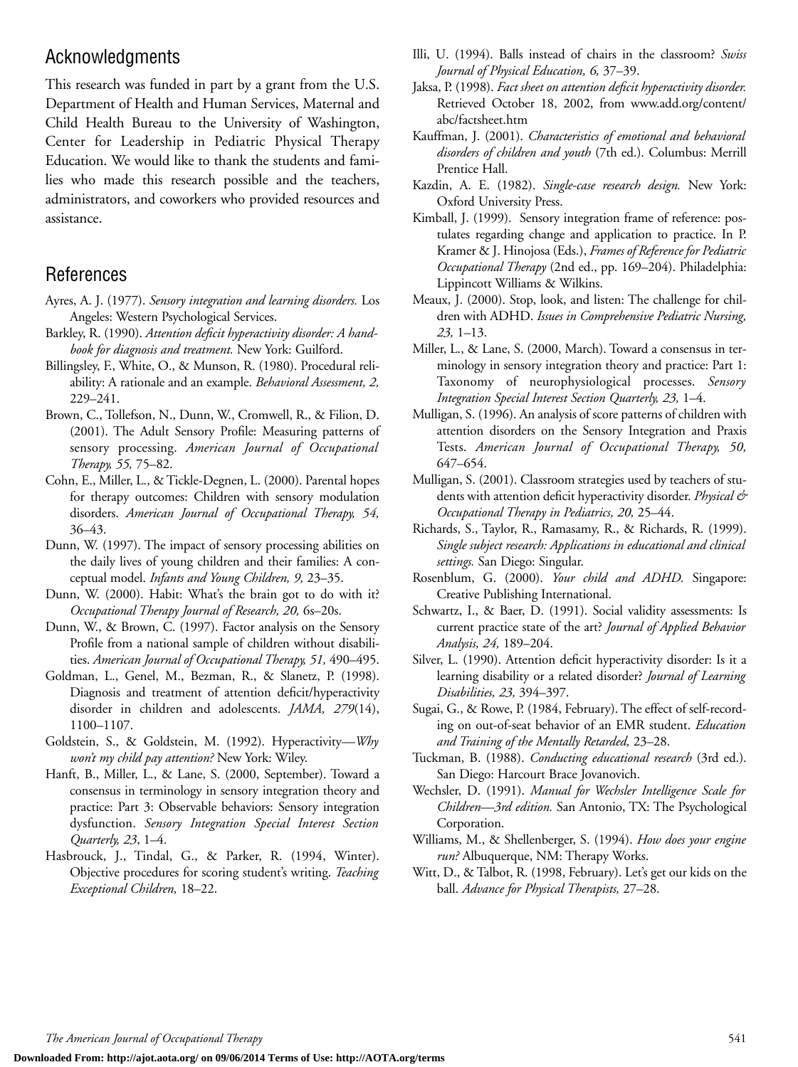## Acknowledgments

This research was funded in part by a grant from the U.S. Department of Health and Human Services, Maternal and Child Health Bureau to the University of Washington, Center for Leadership in Pediatric Physical Therapy Education. We would like to thank the students and families who made this research possible and the teachers, administrators, and coworkers who provided resources and assistance.

## References

Ayres, A. J. (1977). *Sensory integration and learning disorders.* Los Angeles: Western Psychological Services.

Barkley, R. (1990). *Attention deficit hyperactivity disorder: A handbook for diagnosis and treatment.* New York: Guilford.

Billingsley, F., White, O., & Munson, R. (1980). Procedural reliability: A rationale and an example. *Behavioral Assessment, 2,* 229–241.

Brown, C., Tollefson, N., Dunn, W., Cromwell, R., & Filion, D. (2001). The Adult Sensory Profile: Measuring patterns of sensory processing. *American Journal of Occupational Therapy, 55,* 75–82.

Cohn, E., Miller, L., & Tickle-Degnen, L. (2000). Parental hopes for therapy outcomes: Children with sensory modulation disorders. *American Journal of Occupational Therapy, 54,* 36–43.

Dunn, W. (1997). The impact of sensory processing abilities on the daily lives of young children and their families: A conceptual model. *Infants and Young Children, 9,* 23–35.

Dunn, W. (2000). Habit: What's the brain got to do with it? *Occupational Therapy Journal of Research, 20,* 6s–20s.

Dunn, W., & Brown, C. (1997). Factor analysis on the Sensory Profile from a national sample of children without disabilities. *American Journal of Occupational Therapy, 51,* 490–495.

Goldman, L., Genel, M., Bezman, R., & Slanetz, P. (1998). Diagnosis and treatment of attention deficit/hyperactivity disorder in children and adolescents. *JAMA, 279*(14), 1100–1107.

Goldstein, S., & Goldstein, M. (1992). Hyperactivity—*Why won't my child pay attention?* New York: Wiley.

Hanft, B., Miller, L., & Lane, S. (2000, September). Toward a consensus in terminology in sensory integration theory and practice: Part 3: Observable behaviors: Sensory integration dysfunction. *Sensory Integration Special Interest Section Quarterly, 23*, 1–4.

Hasbrouck, J., Tindal, G., & Parker, R. (1994, Winter). Objective procedures for scoring student's writing. *Teaching Exceptional Children,* 18–22.

Illi, U. (1994). Balls instead of chairs in the classroom? *Swiss Journal of Physical Education, 6,* 37–39.

Jaksa, P. (1998). *Fact sheet on attention deficit hyperactivity disorder.* Retrieved October 18, 2002, from www.add.org/content/abc/factsheet.htm

Kauffman, J. (2001). *Characteristics of emotional and behavioral disorders of children and youth* (7th ed.). Columbus: Merrill Prentice Hall.

Kazdin, A. E. (1982). *Single-case research design.* New York: Oxford University Press.

Kimball, J. (1999). Sensory integration frame of reference: postulates regarding change and application to practice. In P. Kramer & J. Hinojosa (Eds.), *Frames of Reference for Pediatric Occupational Therapy* (2nd ed., pp. 169–204). Philadelphia: Lippincott Williams & Wilkins.

Meaux, J. (2000). Stop, look, and listen: The challenge for children with ADHD. *Issues in Comprehensive Pediatric Nursing, 23,* 1–13.

Miller, L., & Lane, S. (2000, March). Toward a consensus in terminology in sensory integration theory and practice: Part 1: Taxonomy of neurophysiological processes. *Sensory Integration Special Interest Section Quarterly, 23,* 1–4.

Mulligan, S. (1996). An analysis of score patterns of children with attention disorders on the Sensory Integration and Praxis Tests. *American Journal of Occupational Therapy, 50,* 647–654.

Mulligan, S. (2001). Classroom strategies used by teachers of students with attention deficit hyperactivity disorder. *Physical & Occupational Therapy in Pediatrics, 20,* 25–44.

Richards, S., Taylor, R., Ramasamy, R., & Richards, R. (1999). *Single subject research: Applications in educational and clinical settings.* San Diego: Singular.

Rosenblum, G. (2000). *Your child and ADHD.* Singapore: Creative Publishing International.

Schwartz, I., & Baer, D. (1991). Social validity assessments: Is current practice state of the art? *Journal of Applied Behavior Analysis, 24,* 189–204.

Silver, L. (1990). Attention deficit hyperactivity disorder: Is it a learning disability or a related disorder? *Journal of Learning Disabilities, 23,* 394–397.

Sugai, G., & Rowe, P. (1984, February). The effect of self-recording on out-of-seat behavior of an EMR student. *Education and Training of the Mentally Retarded,* 23–28.

Tuckman, B. (1988). *Conducting educational research* (3rd ed.). San Diego: Harcourt Brace Jovanovich.

Wechsler, D. (1991). *Manual for Wechsler Intelligence Scale for Children—3rd edition.* San Antonio, TX: The Psychological Corporation.

Williams, M., & Shellenberger, S. (1994). *How does your engine run?* Albuquerque, NM: Therapy Works.

Witt, D., & Talbot, R. (1998, February). Let's get our kids on the ball. *Advance for Physical Therapists,* 27–28.